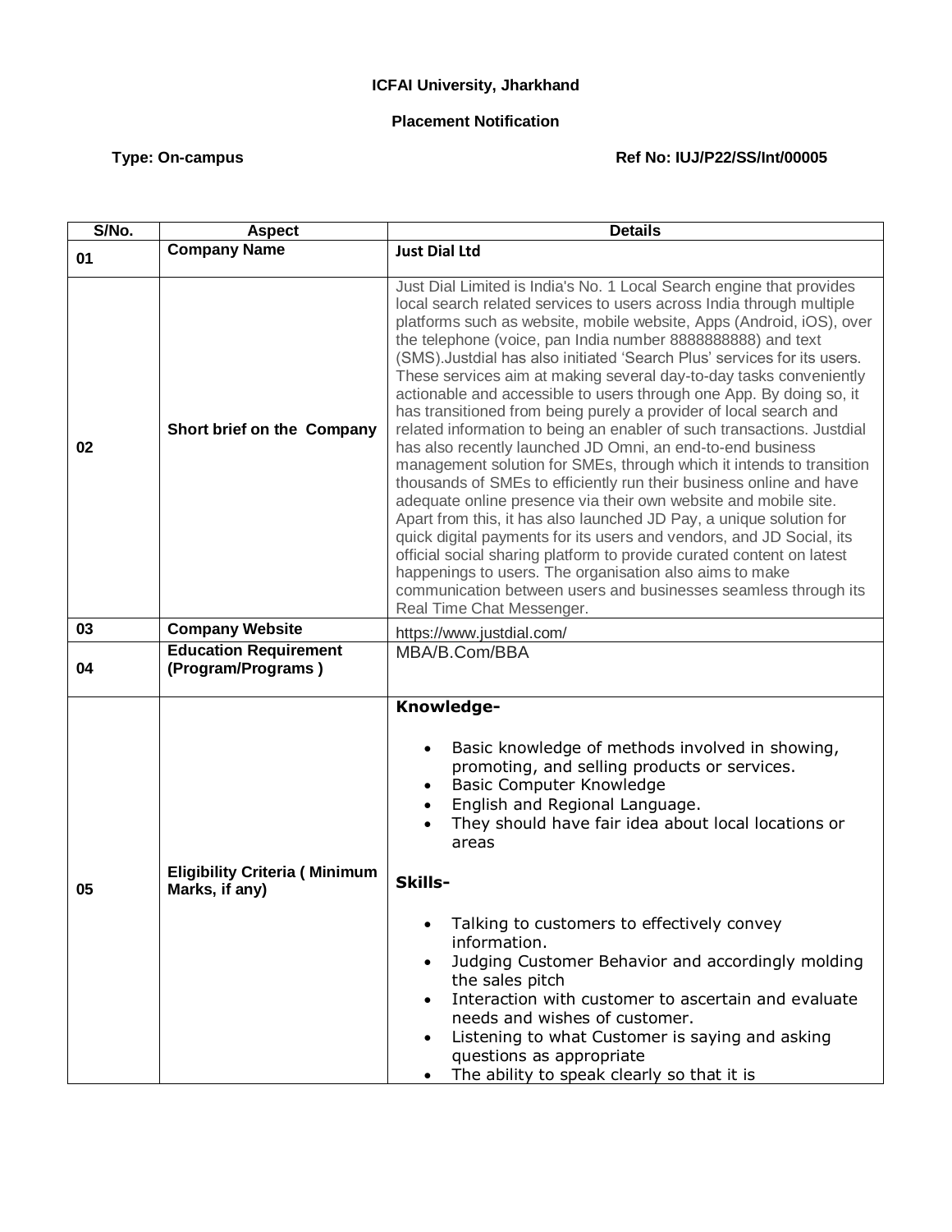**ICFAI University, Jharkhand**

**Placement Notification**

**Type: On-campus** **Ref No: IUJ/P22/SS/Int/00005**

| S/No. | Aspect | Details |
|---|---|---|
| 01 | **Company Name** | **Just Dial Ltd** |
| 02 | **Short brief on the Company** | Just Dial Limited is India's No. 1 Local Search engine that provides local search related services to users across India through multiple platforms such as website, mobile website, Apps (Android, iOS), over the telephone (voice, pan India number 8888888888) and text (SMS).Justdial has also initiated 'Search Plus' services for its users. These services aim at making several day-to-day tasks conveniently actionable and accessible to users through one App. By doing so, it has transitioned from being purely a provider of local search and related information to being an enabler of such transactions. Justdial has also recently launched JD Omni, an end-to-end business management solution for SMEs, through which it intends to transition thousands of SMEs to efficiently run their business online and have adequate online presence via their own website and mobile site. Apart from this, it has also launched JD Pay, a unique solution for quick digital payments for its users and vendors, and JD Social, its official social sharing platform to provide curated content on latest happenings to users. The organisation also aims to make communication between users and businesses seamless through its Real Time Chat Messenger. |
| 03 | **Company Website** | https://www.justdial.com/ |
| 04 | **Education Requirement (Program/Programs )** | MBA/B.Com/BBA |
| 05 | **Eligibility Criteria ( Minimum Marks, if any)** | **Knowledge-**<br><br>• Basic knowledge of methods involved in showing, promoting, and selling products or services.<br>• Basic Computer Knowledge<br>• English and Regional Language.<br>• They should have fair idea about local locations or areas<br><br>**Skills-**<br><br>• Talking to customers to effectively convey information.<br>• Judging Customer Behavior and accordingly molding the sales pitch<br>• Interaction with customer to ascertain and evaluate needs and wishes of customer.<br>• Listening to what Customer is saying and asking questions as appropriate<br>• The ability to speak clearly so that it is |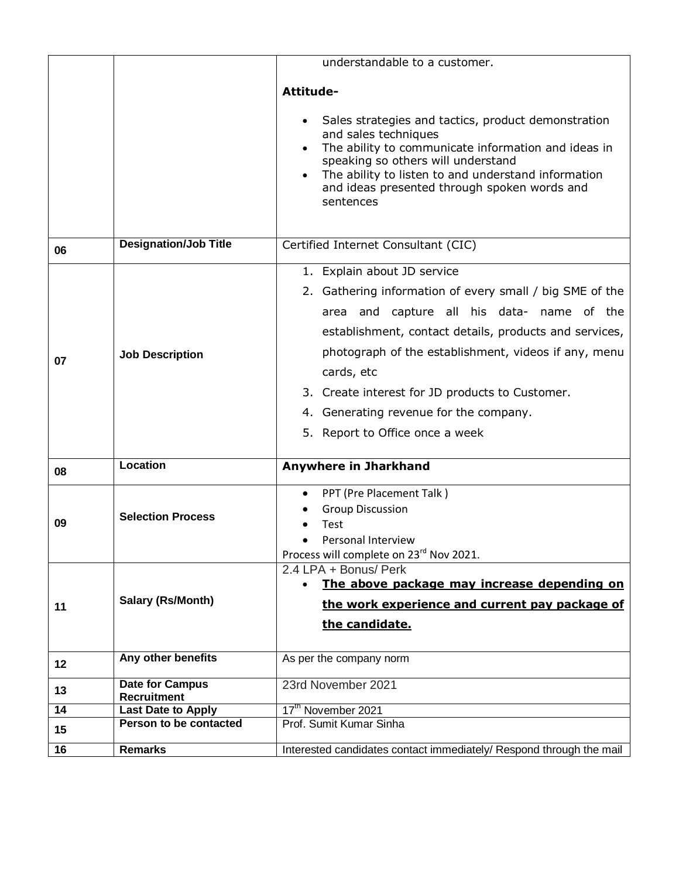| | | |
|---|---|---|
| | | understandable to a customer.<br><br>**Attitude-**<br><br>• Sales strategies and tactics, product demonstration and sales techniques<br>• The ability to communicate information and ideas in speaking so others will understand<br>• The ability to listen to and understand information and ideas presented through spoken words and sentences |
| 06 | **Designation/Job Title** | Certified Internet Consultant (CIC) |
| 07 | **Job Description** | 1. Explain about JD service<br>2. Gathering information of every small / big SME of the area and capture all his data- name of the establishment, contact details, products and services, photograph of the establishment, videos if any, menu cards, etc<br>3. Create interest for JD products to Customer.<br>4. Generating revenue for the company.<br>5. Report to Office once a week |
| 08 | **Location** | **Anywhere in Jharkhand** |
| 09 | **Selection Process** | • PPT (Pre Placement Talk )<br>• Group Discussion<br>• Test<br>• Personal Interview<br>Process will complete on 23rd Nov 2021. |
| 11 | **Salary (Rs/Month)** | 2.4 LPA + Bonus/ Perk<br>• **The above package may increase depending on the work experience and current pay package of the candidate.** |
| 12 | **Any other benefits** | As per the company norm |
| 13 | **Date for Campus Recruitment** | 23rd November 2021 |
| 14 | **Last Date to Apply** | 17th November 2021 |
| 15 | **Person to be contacted** | Prof. Sumit Kumar Sinha |
| 16 | **Remarks** | Interested candidates contact immediately/ Respond through the mail |